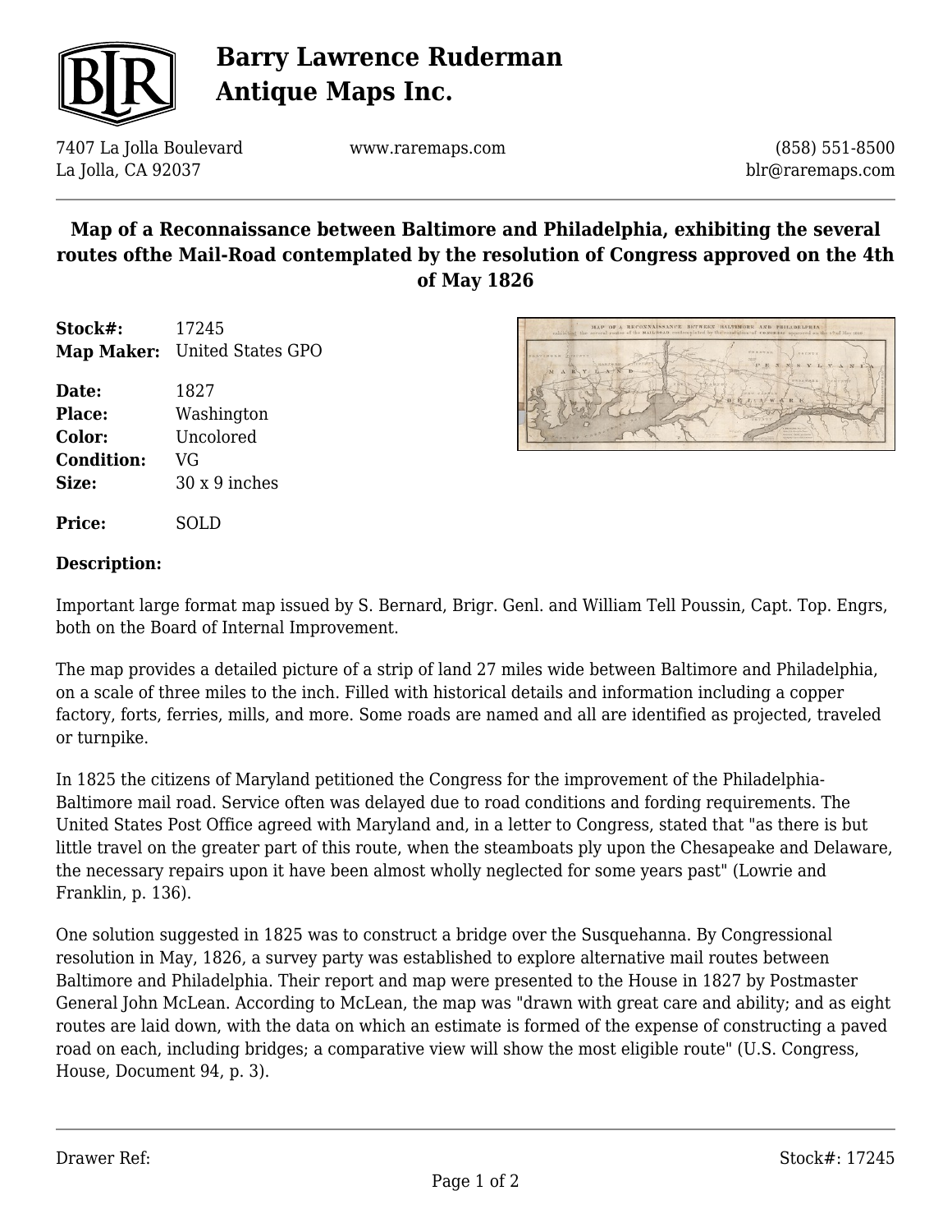# Barry Lawrence Ruderman Antique Maps Inc.

7407 La Jolla Boulevard
La Jolla, CA 92037

www.raremaps.com

(858) 551-8500
blr@raremaps.com

## Map of a Reconnaissance between Baltimore and Philadelphia, exhibiting the several routes ofthe Mail-Road contemplated by the resolution of Congress approved on the 4th of May 1826

**Stock#:** 17245
**Map Maker:** United States GPO

**Date:** 1827
**Place:** Washington
**Color:** Uncolored
**Condition:** VG
**Size:** 30 x 9 inches

**Price:** SOLD

### Description:

Important large format map issued by S. Bernard, Brigr. Genl. and William Tell Poussin, Capt. Top. Engrs, both on the Board of Internal Improvement.

The map provides a detailed picture of a strip of land 27 miles wide between Baltimore and Philadelphia, on a scale of three miles to the inch. Filled with historical details and information including a copper factory, forts, ferries, mills, and more. Some roads are named and all are identified as projected, traveled or turnpike.

In 1825 the citizens of Maryland petitioned the Congress for the improvement of the Philadelphia-Baltimore mail road. Service often was delayed due to road conditions and fording requirements. The United States Post Office agreed with Maryland and, in a letter to Congress, stated that "as there is but little travel on the greater part of this route, when the steamboats ply upon the Chesapeake and Delaware, the necessary repairs upon it have been almost wholly neglected for some years past" (Lowrie and Franklin, p. 136).

One solution suggested in 1825 was to construct a bridge over the Susquehanna. By Congressional resolution in May, 1826, a survey party was established to explore alternative mail routes between Baltimore and Philadelphia. Their report and map were presented to the House in 1827 by Postmaster General John McLean. According to McLean, the map was "drawn with great care and ability; and as eight routes are laid down, with the data on which an estimate is formed of the expense of constructing a paved road on each, including bridges; a comparative view will show the most eligible route" (U.S. Congress, House, Document 94, p. 3).

Drawer Ref: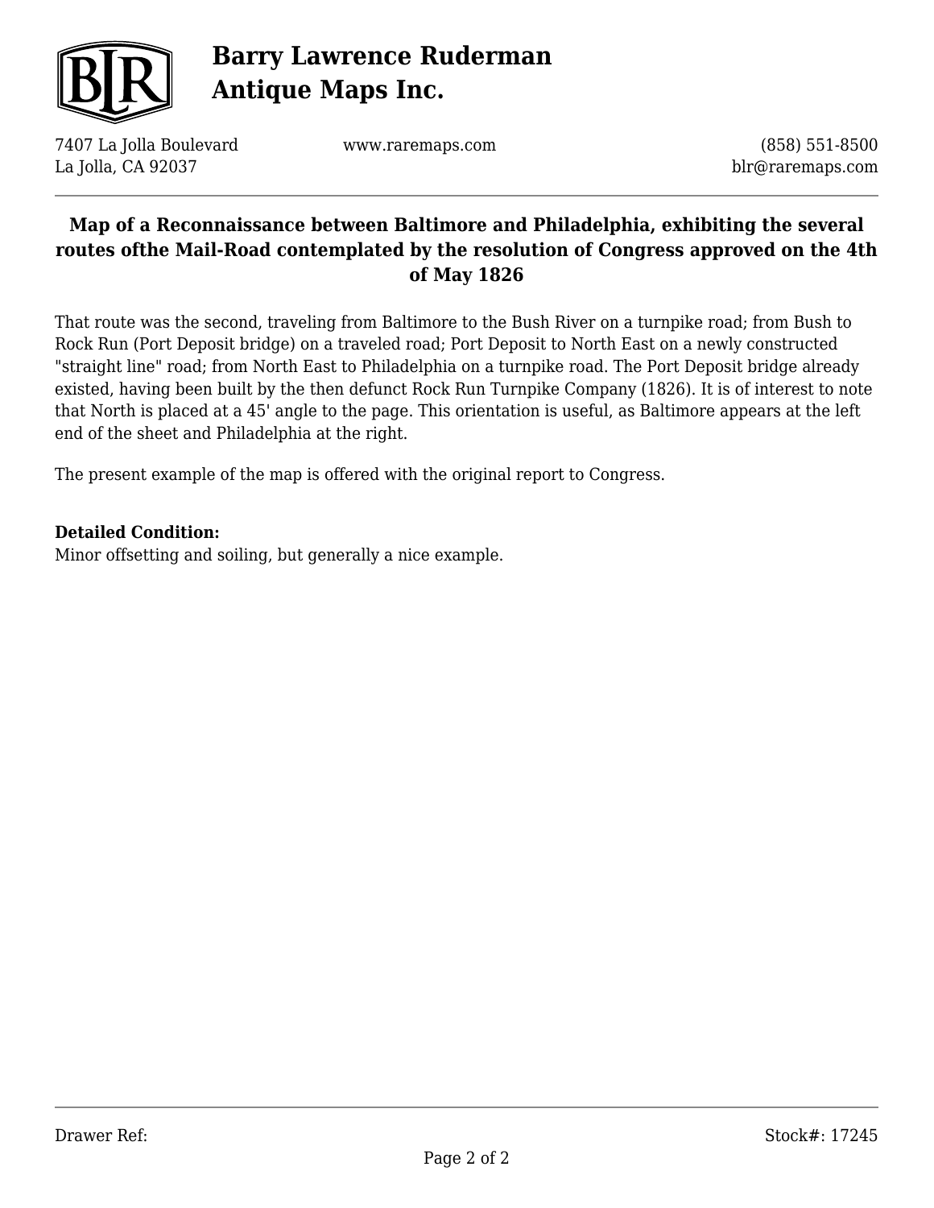## Map of a Reconnaissance between Baltimore and Philadelphia, exhibiting the several routes ofthe Mail-Road contemplated by the resolution of Congress approved on the 4th of May 1826

That route was the second, traveling from Baltimore to the Bush River on a turnpike road; from Bush to Rock Run (Port Deposit bridge) on a traveled road; Port Deposit to North East on a newly constructed "straight line" road; from North East to Philadelphia on a turnpike road. The Port Deposit bridge already existed, having been built by the then defunct Rock Run Turnpike Company (1826). It is of interest to note that North is placed at a 45' angle to the page. This orientation is useful, as Baltimore appears at the left end of the sheet and Philadelphia at the right.

The present example of the map is offered with the original report to Congress.

**Detailed Condition:**
Minor offsetting and soiling, but generally a nice example.

Drawer Ref:

Stock#: 17245